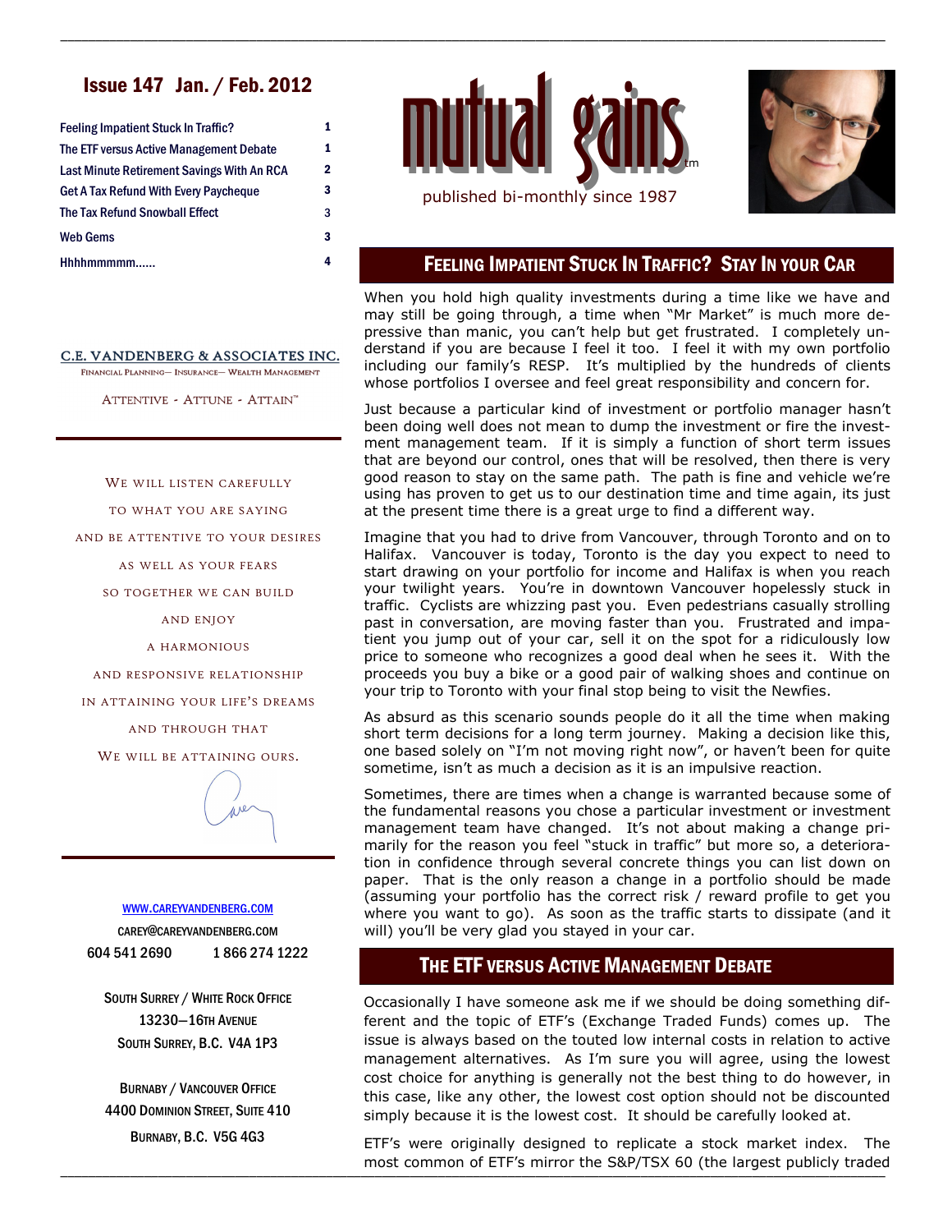# mutual gains™

published bi-monthly since 1987

## Issue 147 Jan. / Feb. 2012

| | |
|---|---|
| Feeling Impatient Stuck In Traffic? | 1 |
| The ETF versus Active Management Debate | 1 |
| Last Minute Retirement Savings With An RCA | 2 |
| Get A Tax Refund With Every Paycheque | 3 |
| The Tax Refund Snowball Effect | 3 |
| Web Gems | 3 |
| Hhhhmmmmm...... | 4 |

**C.E. VANDENBERG & ASSOCIATES INC.**

Financial Planning— Insurance— Wealth Management

Attentive - Attune - Attain™

We will listen carefully
to what you are saying
and be attentive to your desires
as well as your fears
so together we can build
and enjoy
a harmonious
and responsive relationship
in attaining your life's dreams
and through that
We will be attaining ours.

WWW.CAREYVANDENBERG.COM

CAREY@CAREYVANDENBERG.COM

604 541 2690 1 866 274 1222

South Surrey / White Rock Office
13230—16th Avenue
South Surrey, B.C. V4A 1P3

Burnaby / Vancouver Office
4400 Dominion Street, Suite 410
Burnaby, B.C. V5G 4G3

## Feeling Impatient Stuck In Traffic? Stay In your Car

When you hold high quality investments during a time like we have and may still be going through, a time when "Mr Market" is much more depressive than manic, you can't help but get frustrated. I completely understand if you are because I feel it too. I feel it with my own portfolio including our family's RESP. It's multiplied by the hundreds of clients whose portfolios I oversee and feel great responsibility for and concern for.

Just because a particular kind of investment or portfolio manager hasn't been doing well does not mean to dump the investment or fire the investment management team. If it is simply a function of short term issues that are beyond our control, ones that will be resolved, then there is very good reason to stay on the same path. The path is fine and vehicle we're using has proven to get us to our destination time and time again, its just at the present time there is a great urge to find a different way.

Imagine that you had to drive from Vancouver, through Toronto and on to Halifax. Vancouver is today, Toronto is the day you expect to need to start drawing on your portfolio for income and Halifax is when you reach your twilight years. You're in downtown Vancouver hopelessly stuck in traffic. Cyclists are whizzing past you. Even pedestrians casually strolling past in conversation, are moving faster than you. Frustrated and impatient you jump out of your car, sell it on the spot for a ridiculously low price to someone who recognizes a good deal when he sees it. With the proceeds you buy a bike or a good pair of walking shoes and continue on your trip to Toronto with your final stop being to visit the Newfies.

As absurd as this scenario sounds people do it all the time when making short term decisions for a long term journey. Making a decision like this, one based solely on "I'm not moving right now", or haven't been for quite sometime, isn't as much a decision as it is an impulsive reaction.

Sometimes, there are times when a change is warranted because some of the fundamental reasons you chose a particular investment or investment management team have changed. It's not about making a change primarily for the reason you feel "stuck in traffic" but more so, a deterioration in confidence through several concrete things you can list down on paper. That is the only reason a change in a portfolio should be made (assuming your portfolio has the correct risk / reward profile to get you where you want to go). As soon as the traffic starts to dissipate (and it will) you'll be very glad you stayed in your car.

## The ETF versus Active Management Debate

Occasionally I have someone ask me if we should be doing something different and the topic of ETF's (Exchange Traded Funds) comes up. The issue is always based on the touted low internal costs in relation to active management alternatives. As I'm sure you will agree, using the lowest cost choice for anything is generally not the best thing to do however, in this case, like any other, the lowest cost option should not be discounted simply because it is the lowest cost. It should be carefully looked at.

ETF's were originally designed to replicate a stock market index. The most common of ETF's mirror the S&P/TSX 60 (the largest publicly traded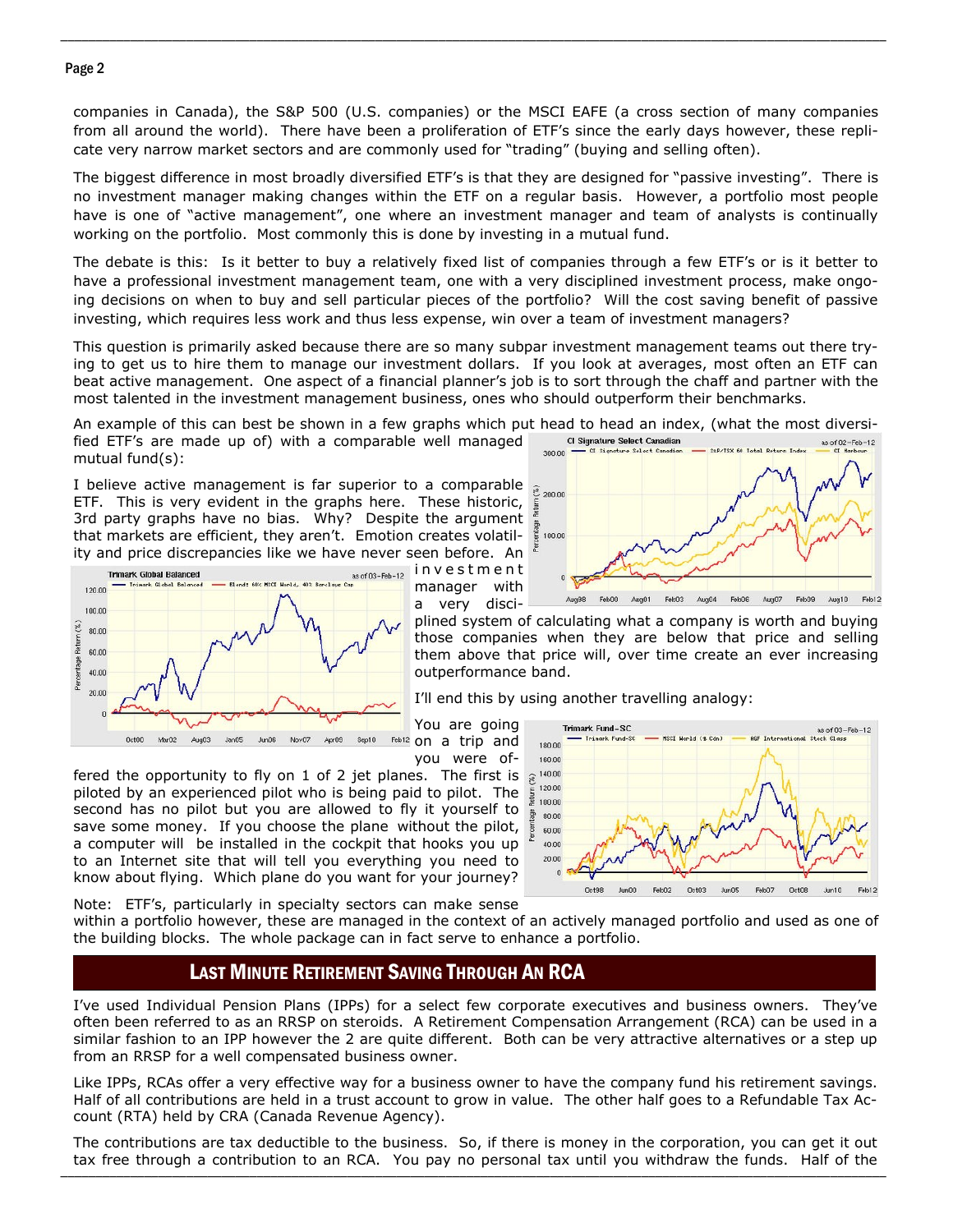companies in Canada), the S&P 500 (U.S. companies) or the MSCI EAFE (a cross section of many companies from all around the world). There have been a proliferation of ETF's since the early days however, these replicate very narrow market sectors and are commonly used for "trading" (buying and selling often).

The biggest difference in most broadly diversified ETF's is that they are designed for "passive investing". There is no investment manager making changes within the ETF on a regular basis. However, a portfolio most people have is one of "active management", one where an investment manager and team of analysts is continually working on the portfolio. Most commonly this is done by investing in a mutual fund.

The debate is this: Is it better to buy a relatively fixed list of companies through a few ETF's or is it better to have a professional investment management team, one with a very disciplined investment process, make ongoing decisions on when to buy and sell particular pieces of the portfolio? Will the cost saving benefit of passive investing, which requires less work and thus less expense, win over a team of investment managers?

This question is primarily asked because there are so many subpar investment management teams out there trying to get us to hire them to manage our investment dollars. If you look at averages, most often an ETF can beat active management. One aspect of a financial planner's job is to sort through the chaff and partner with the most talented in the investment management business, ones who should outperform their benchmarks.

An example of this can best be shown in a few graphs which put head to head an index, (what the most diversified ETF's are made up of) with a comparable well managed mutual fund(s):

I believe active management is far superior to a comparable ETF. This is very evident in the graphs here. These historic, 3rd party graphs have no bias. Why? Despite the argument that markets are efficient, they aren't. Emotion creates volatility and price discrepancies like we have never seen before. An investment manager with a very disciplined system of calculating what a company is worth and buying those companies when they are below that price and selling them above that price will, over time create an ever increasing outperformance band.

I'll end this by using another travelling analogy:

You are going on a trip and you were offered the opportunity to fly on 1 of 2 jet planes. The first is piloted by an experienced pilot who is being paid to pilot. The second has no pilot but you are allowed to fly it yourself to save some money. If you choose the plane without the pilot, a computer will be installed in the cockpit that hooks you up to an Internet site that will tell you everything you need to know about flying. Which plane do you want for your journey?

Note: ETF's, particularly in specialty sectors can make sense within a portfolio however, these are managed in the context of an actively managed portfolio and used as one of the building blocks. The whole package can in fact serve to enhance a portfolio.

## Last Minute Retirement Saving Through An RCA

I've used Individual Pension Plans (IPPs) for a select few corporate executives and business owners. They've often been referred to as an RRSP on steroids. A Retirement Compensation Arrangement (RCA) can be used in a similar fashion to an IPP however the 2 are quite different. Both can be very attractive alternatives or a step up from an RRSP for a well compensated business owner.

Like IPPs, RCAs offer a very effective way for a business owner to have the company fund his retirement savings. Half of all contributions are held in a trust account to grow in value. The other half goes to a Refundable Tax Account (RTA) held by CRA (Canada Revenue Agency).

The contributions are tax deductible to the business. So, if there is money in the corporation, you can get it out tax free through a contribution to an RCA. You pay no personal tax until you withdraw the funds. Half of the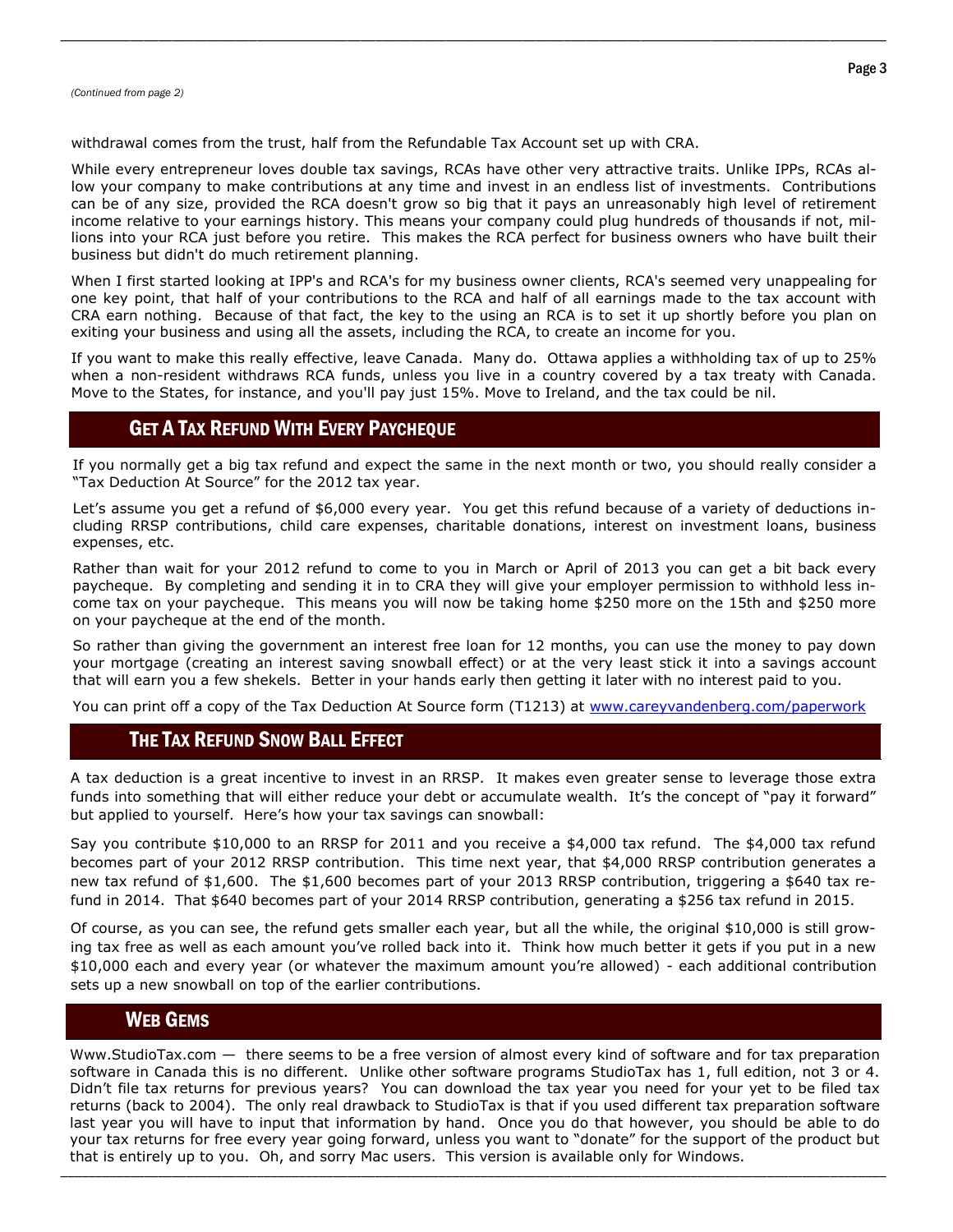*(Continued from page 2)*

withdrawal comes from the trust, half from the Refundable Tax Account set up with CRA.

While every entrepreneur loves double tax savings, RCAs have other very attractive traits. Unlike IPPs, RCAs allow your company to make contributions at any time and invest in an endless list of investments. Contributions can be of any size, provided the RCA doesn't grow so big that it pays an unreasonably high level of retirement income relative to your earnings history. This means your company could plug hundreds of thousands if not, millions into your RCA just before you retire. This makes the RCA perfect for business owners who have built their business but didn't do much retirement planning.

When I first started looking at IPP's and RCA's for my business owner clients, RCA's seemed very unappealing for one key point, that half of your contributions to the RCA and half of all earnings made to the tax account with CRA earn nothing. Because of that fact, the key to the using an RCA is to set it up shortly before you plan on exiting your business and using all the assets, including the RCA, to create an income for you.

If you want to make this really effective, leave Canada. Many do. Ottawa applies a withholding tax of up to 25% when a non-resident withdraws RCA funds, unless you live in a country covered by a tax treaty with Canada. Move to the States, for instance, and you'll pay just 15%. Move to Ireland, and the tax could be nil.

## Get A Tax Refund With Every Paycheque

If you normally get a big tax refund and expect the same in the next month or two, you should really consider a "Tax Deduction At Source" for the 2012 tax year.

Let's assume you get a refund of $6,000 every year. You get this refund because of a variety of deductions including RRSP contributions, child care expenses, charitable donations, interest on investment loans, business expenses, etc.

Rather than wait for your 2012 refund to come to you in March or April of 2013 you can get a bit back every paycheque. By completing and sending it in to CRA they will give your employer permission to withhold less income tax on your paycheque. This means you will now be taking home $250 more on the 15th and $250 more on your paycheque at the end of the month.

So rather than giving the government an interest free loan for 12 months, you can use the money to pay down your mortgage (creating an interest saving snowball effect) or at the very least stick it into a savings account that will earn you a few shekels. Better in your hands early then getting it later with no interest paid to you.

You can print off a copy of the Tax Deduction At Source form (T1213) at [www.careyvandenberg.com/paperwork](http://www.careyvandenberg.com/paperwork)

## The Tax Refund Snow Ball Effect

A tax deduction is a great incentive to invest in an RRSP. It makes even greater sense to leverage those extra funds into something that will either reduce your debt or accumulate wealth. It's the concept of "pay it forward" but applied to yourself. Here's how your tax savings can snowball:

Say you contribute $10,000 to an RRSP for 2011 and you receive a $4,000 tax refund. The $4,000 tax refund becomes part of your 2012 RRSP contribution. This time next year, that $4,000 RRSP contribution generates a new tax refund of $1,600. The $1,600 becomes part of your 2013 RRSP contribution, triggering a $640 tax refund in 2014. That $640 becomes part of your 2014 RRSP contribution, generating a $256 tax refund in 2015.

Of course, as you can see, the refund gets smaller each year, but all the while, the original $10,000 is still growing tax free as well as each amount you've rolled back into it. Think how much better it gets if you put in a new $10,000 each and every year (or whatever the maximum amount you're allowed) - each additional contribution sets up a new snowball on top of the earlier contributions.

## Web Gems

Www.StudioTax.com — there seems to be a free version of almost every kind of software and for tax preparation software in Canada this is no different. Unlike other software programs StudioTax has 1, full edition, not 3 or 4. Didn't file tax returns for previous years? You can download the tax year you need for your yet to be filed tax returns (back to 2004). The only real drawback to StudioTax is that if you used different tax preparation software last year you will have to input that information by hand. Once you do that however, you should be able to do your tax returns for free every year going forward, unless you want to "donate" for the support of the product but that is entirely up to you. Oh, and sorry Mac users. This version is available only for Windows.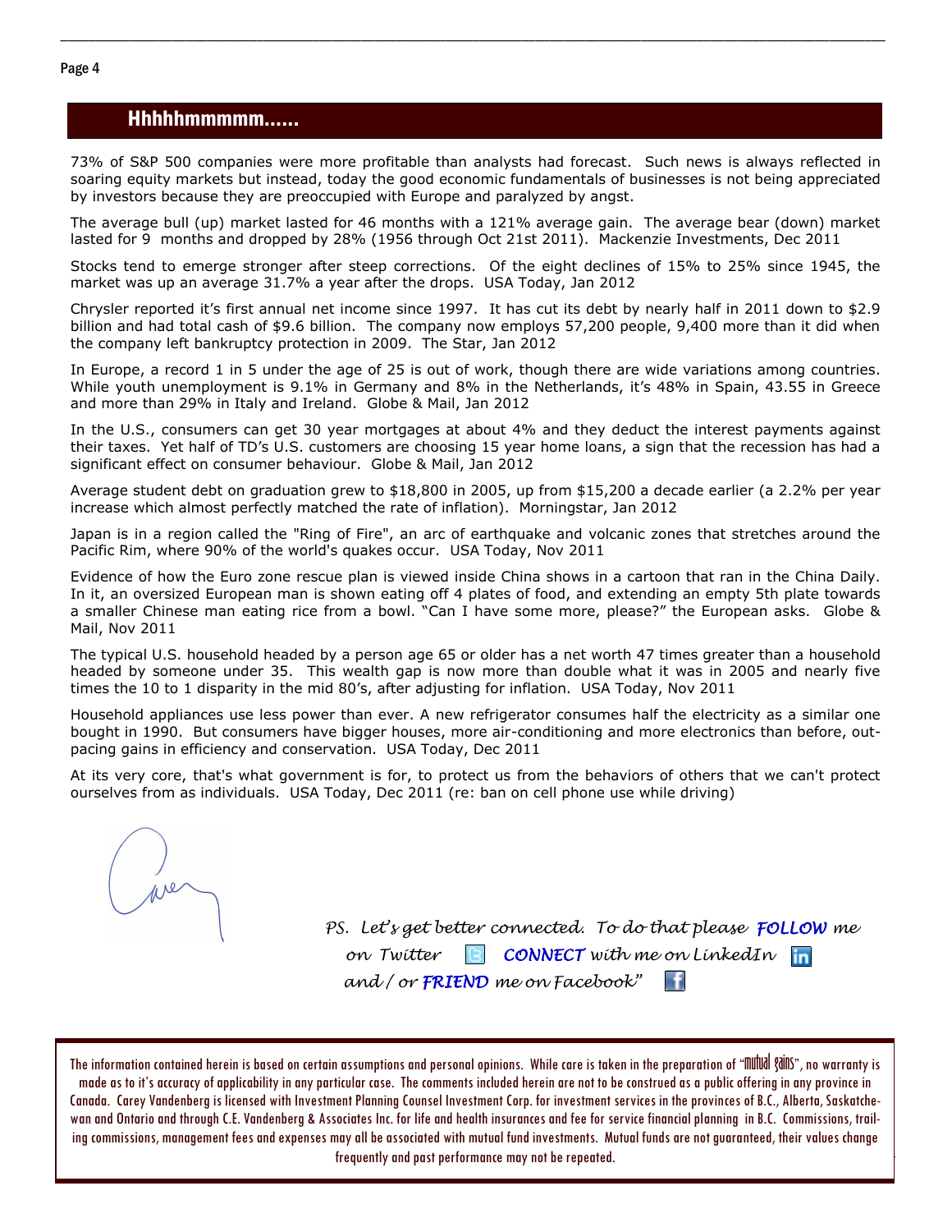## Hhhhhmmmmm......

73% of S&P 500 companies were more profitable than analysts had forecast. Such news is always reflected in soaring equity markets but instead, today the good economic fundamentals of businesses is not being appreciated by investors because they are preoccupied with Europe and paralyzed by angst.

The average bull (up) market lasted for 46 months with a 121% average gain. The average bear (down) market lasted for 9 months and dropped by 28% (1956 through Oct 21st 2011). Mackenzie Investments, Dec 2011

Stocks tend to emerge stronger after steep corrections. Of the eight declines of 15% to 25% since 1945, the market was up an average 31.7% a year after the drops. USA Today, Jan 2012

Chrysler reported it's first annual net income since 1997. It has cut its debt by nearly half in 2011 down to $2.9 billion and had total cash of $9.6 billion. The company now employs 57,200 people, 9,400 more than it did when the company left bankruptcy protection in 2009. The Star, Jan 2012

In Europe, a record 1 in 5 under the age of 25 is out of work, though there are wide variations among countries. While youth unemployment is 9.1% in Germany and 8% in the Netherlands, it's 48% in Spain, 43.55 in Greece and more than 29% in Italy and Ireland. Globe & Mail, Jan 2012

In the U.S., consumers can get 30 year mortgages at about 4% and they deduct the interest payments against their taxes. Yet half of TD's U.S. customers are choosing 15 year home loans, a sign that the recession has had a significant effect on consumer behaviour. Globe & Mail, Jan 2012

Average student debt on graduation grew to $18,800 in 2005, up from $15,200 a decade earlier (a 2.2% per year increase which almost perfectly matched the rate of inflation). Morningstar, Jan 2012

Japan is in a region called the "Ring of Fire", an arc of earthquake and volcanic zones that stretches around the Pacific Rim, where 90% of the world's quakes occur. USA Today, Nov 2011

Evidence of how the Euro zone rescue plan is viewed inside China shows in a cartoon that ran in the China Daily. In it, an oversized European man is shown eating off 4 plates of food, and extending an empty 5th plate towards a smaller Chinese man eating rice from a bowl. "Can I have some more, please?" the European asks. Globe & Mail, Nov 2011

The typical U.S. household headed by a person age 65 or older has a net worth 47 times greater than a household headed by someone under 35. This wealth gap is now more than double what it was in 2005 and nearly five times the 10 to 1 disparity in the mid 80's, after adjusting for inflation. USA Today, Nov 2011

Household appliances use less power than ever. A new refrigerator consumes half the electricity as a similar one bought in 1990. But consumers have bigger houses, more air-conditioning and more electronics than before, out-pacing gains in efficiency and conservation. USA Today, Dec 2011

At its very core, that's what government is for, to protect us from the behaviors of others that we can't protect ourselves from as individuals. USA Today, Dec 2011 (re: ban on cell phone use while driving)

Carey

*PS. Let's get better connected. To do that please **FOLLOW** me on Twitter **CONNECT** with me on LinkedIn and / or **FRIEND** me on Facebook"*

The information contained herein is based on certain assumptions and personal opinions. While care is taken in the preparation of "mutual gains", no warranty is made as to it's accuracy of applicability in any particular case. The comments included herein are not to be construed as a public offering in any province in Canada. Carey Vandenberg is licensed with Investment Planning Counsel Investment Corp. for investment services in the provinces of B.C., Alberta, Saskatchewan and Ontario and through C.E. Vandenberg & Associates Inc. for life and health insurances and fee for service financial planning in B.C. Commissions, trailing commissions, management fees and expenses may all be associated with mutual fund investments. Mutual funds are not guaranteed, their values change frequently and past performance may not be repeated.